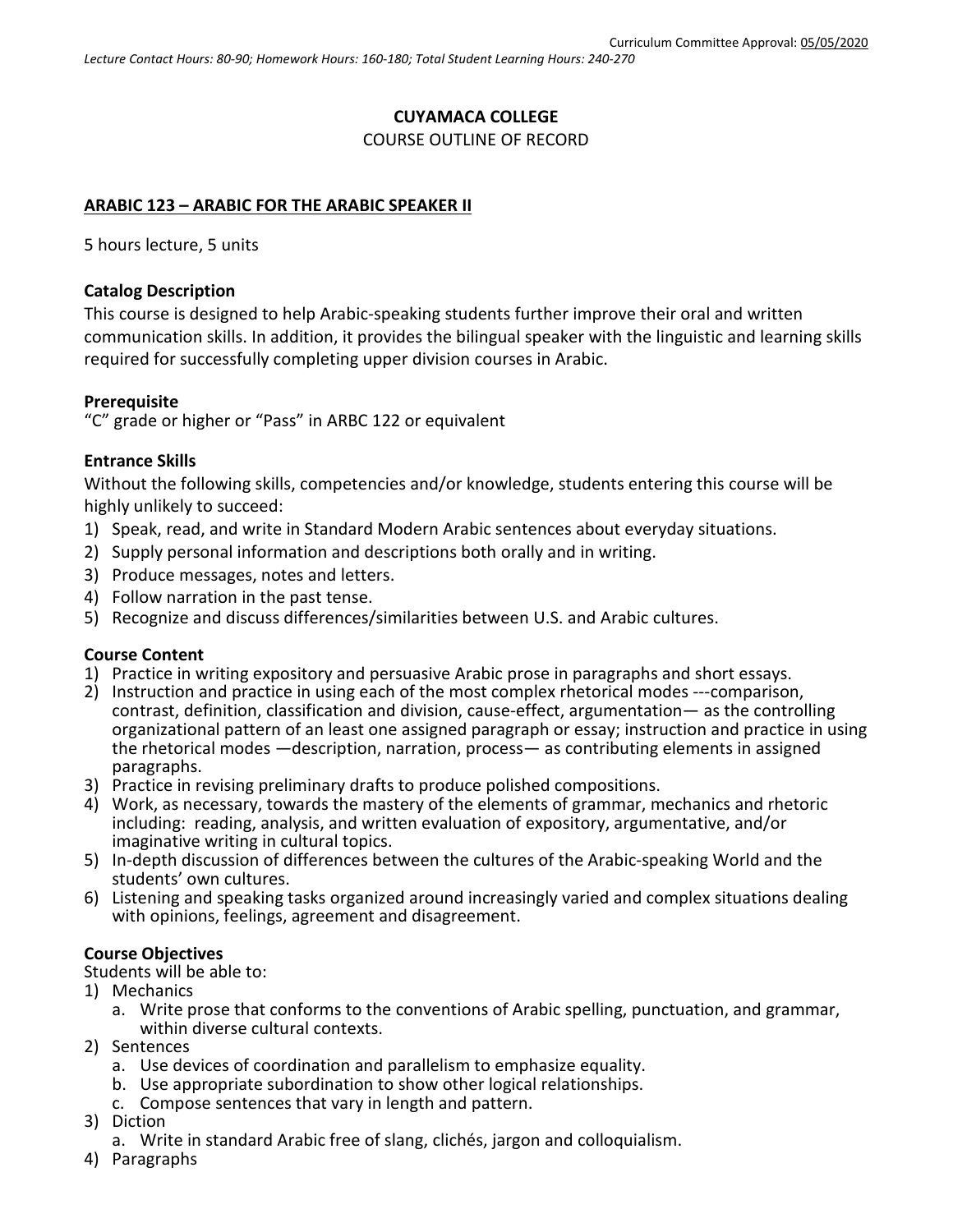Curriculum Committee Approval: 05/05/2020

*Lecture Contact Hours: 80-90; Homework Hours: 160-180; Total Student Learning Hours: 240-270*

**CUYAMACA COLLEGE**

COURSE OUTLINE OF RECORD

**ARABIC 123 – ARABIC FOR THE ARABIC SPEAKER II**

5 hours lecture, 5 units

### Catalog Description

This course is designed to help Arabic-speaking students further improve their oral and written communication skills. In addition, it provides the bilingual speaker with the linguistic and learning skills required for successfully completing upper division courses in Arabic.

### Prerequisite

"C" grade or higher or "Pass" in ARBC 122 or equivalent

### Entrance Skills

Without the following skills, competencies and/or knowledge, students entering this course will be highly unlikely to succeed:

1) Speak, read, and write in Standard Modern Arabic sentences about everyday situations.
2) Supply personal information and descriptions both orally and in writing.
3) Produce messages, notes and letters.
4) Follow narration in the past tense.
5) Recognize and discuss differences/similarities between U.S. and Arabic cultures.

### Course Content

1) Practice in writing expository and persuasive Arabic prose in paragraphs and short essays.
2) Instruction and practice in using each of the most complex rhetorical modes ---comparison, contrast, definition, classification and division, cause-effect, argumentation— as the controlling organizational pattern of an least one assigned paragraph or essay; instruction and practice in using the rhetorical modes —description, narration, process— as contributing elements in assigned paragraphs.
3) Practice in revising preliminary drafts to produce polished compositions.
4) Work, as necessary, towards the mastery of the elements of grammar, mechanics and rhetoric including: reading, analysis, and written evaluation of expository, argumentative, and/or imaginative writing in cultural topics.
5) In-depth discussion of differences between the cultures of the Arabic-speaking World and the students' own cultures.
6) Listening and speaking tasks organized around increasingly varied and complex situations dealing with opinions, feelings, agreement and disagreement.

### Course Objectives

Students will be able to:

1) Mechanics
   a. Write prose that conforms to the conventions of Arabic spelling, punctuation, and grammar, within diverse cultural contexts.
2) Sentences
   a. Use devices of coordination and parallelism to emphasize equality.
   b. Use appropriate subordination to show other logical relationships.
   c. Compose sentences that vary in length and pattern.
3) Diction
   a. Write in standard Arabic free of slang, clichés, jargon and colloquialism.
4) Paragraphs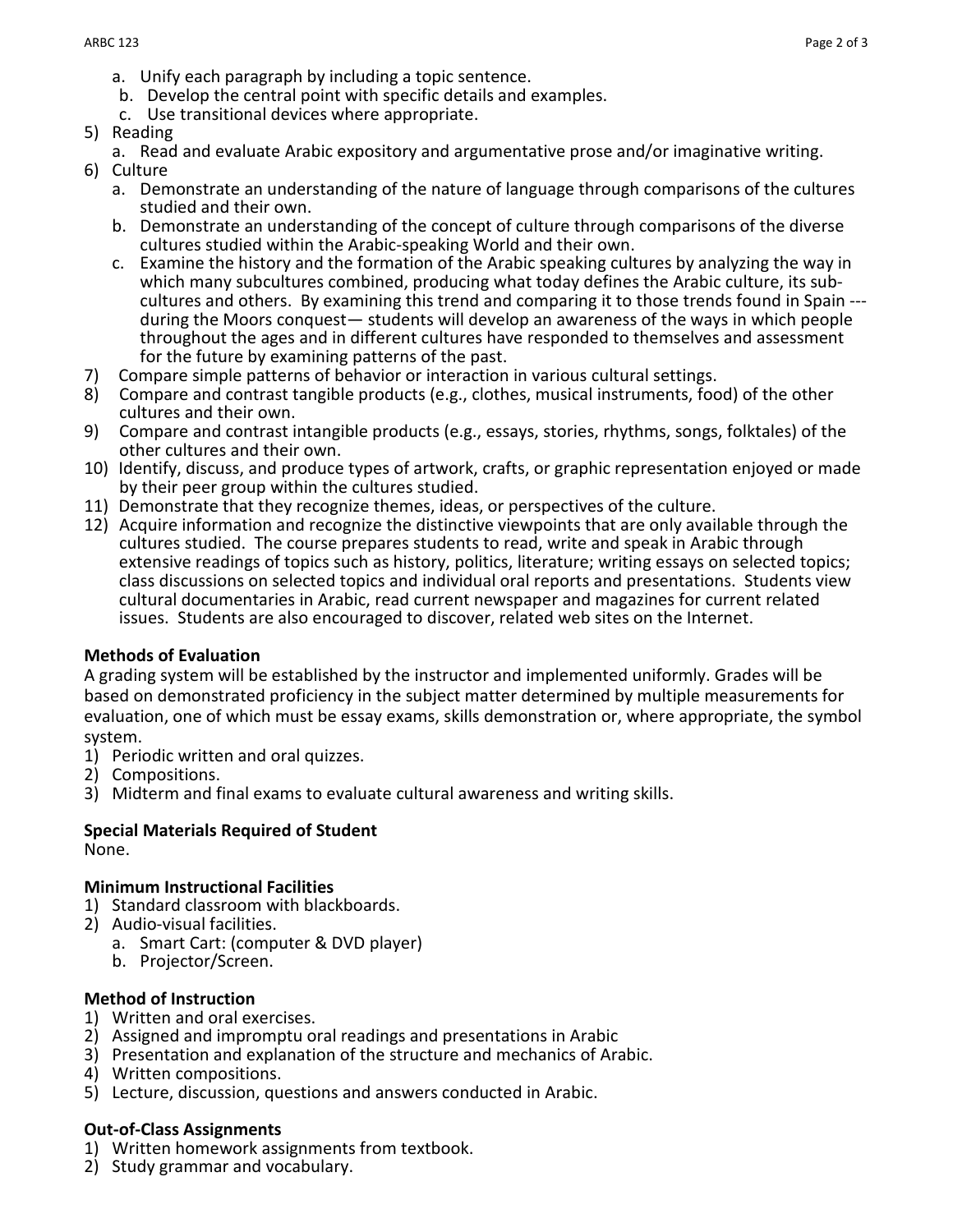a. Unify each paragraph by including a topic sentence.
   b. Develop the central point with specific details and examples.
   c. Use transitional devices where appropriate.
5) Reading
   a. Read and evaluate Arabic expository and argumentative prose and/or imaginative writing.
6) Culture
   a. Demonstrate an understanding of the nature of language through comparisons of the cultures studied and their own.
   b. Demonstrate an understanding of the concept of culture through comparisons of the diverse cultures studied within the Arabic-speaking World and their own.
   c. Examine the history and the formation of the Arabic speaking cultures by analyzing the way in which many subcultures combined, producing what today defines the Arabic culture, its sub-cultures and others. By examining this trend and comparing it to those trends found in Spain ---during the Moors conquest— students will develop an awareness of the ways in which people throughout the ages and in different cultures have responded to themselves and assessment for the future by examining patterns of the past.
7) Compare simple patterns of behavior or interaction in various cultural settings.
8) Compare and contrast tangible products (e.g., clothes, musical instruments, food) of the other cultures and their own.
9) Compare and contrast intangible products (e.g., essays, stories, rhythms, songs, folktales) of the other cultures and their own.
10) Identify, discuss, and produce types of artwork, crafts, or graphic representation enjoyed or made by their peer group within the cultures studied.
11) Demonstrate that they recognize themes, ideas, or perspectives of the culture.
12) Acquire information and recognize the distinctive viewpoints that are only available through the cultures studied. The course prepares students to read, write and speak in Arabic through extensive readings of topics such as history, politics, literature; writing essays on selected topics; class discussions on selected topics and individual oral reports and presentations. Students view cultural documentaries in Arabic, read current newspaper and magazines for current related issues. Students are also encouraged to discover, related web sites on the Internet.

**Methods of Evaluation**

A grading system will be established by the instructor and implemented uniformly. Grades will be based on demonstrated proficiency in the subject matter determined by multiple measurements for evaluation, one of which must be essay exams, skills demonstration or, where appropriate, the symbol system.

1) Periodic written and oral quizzes.
2) Compositions.
3) Midterm and final exams to evaluate cultural awareness and writing skills.

**Special Materials Required of Student**

None.

**Minimum Instructional Facilities**

1) Standard classroom with blackboards.
2) Audio-visual facilities.
   a. Smart Cart: (computer & DVD player)
   b. Projector/Screen.

**Method of Instruction**

1) Written and oral exercises.
2) Assigned and impromptu oral readings and presentations in Arabic
3) Presentation and explanation of the structure and mechanics of Arabic.
4) Written compositions.
5) Lecture, discussion, questions and answers conducted in Arabic.

**Out-of-Class Assignments**

1) Written homework assignments from textbook.
2) Study grammar and vocabulary.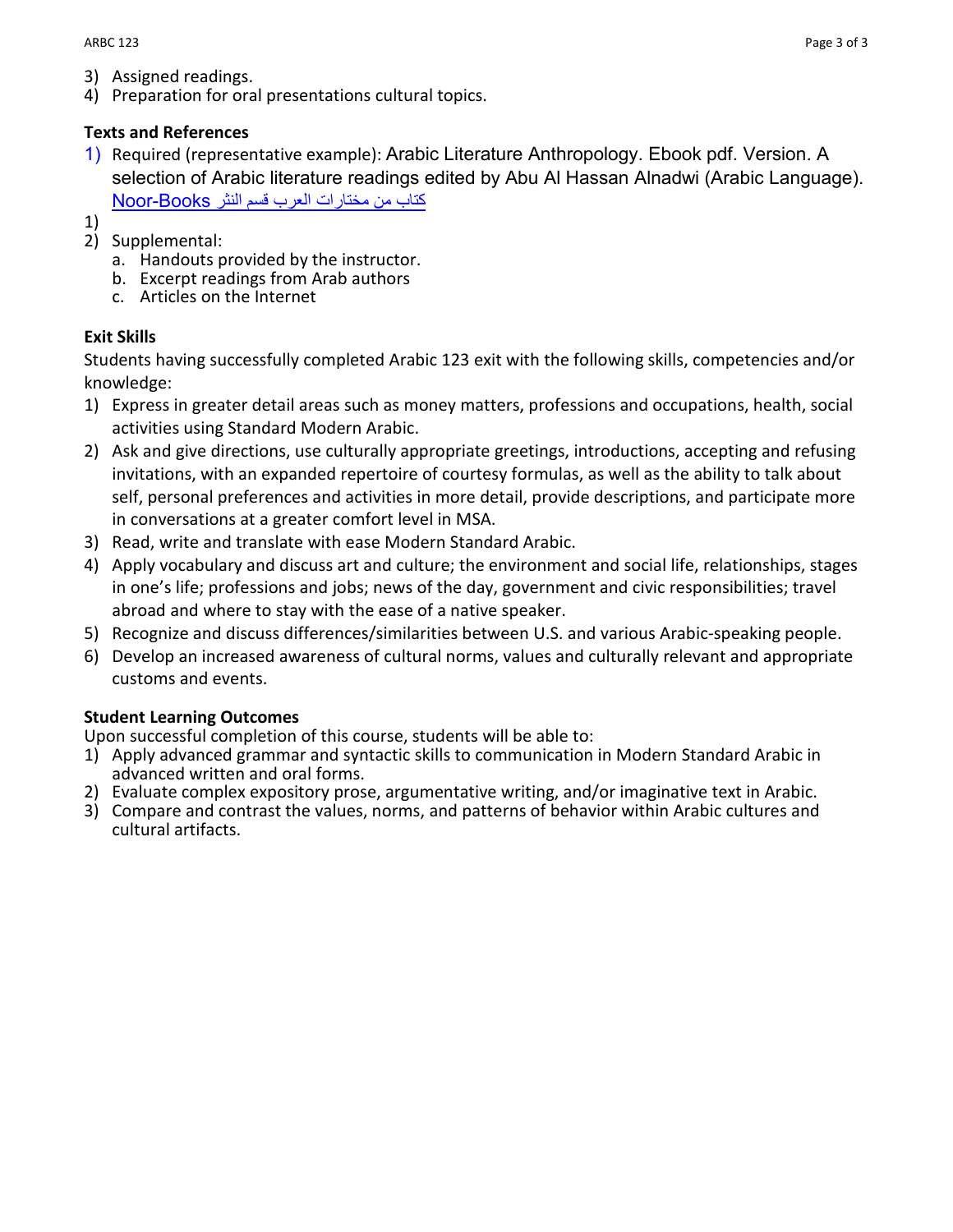3) Assigned readings.
4) Preparation for oral presentations cultural topics.

**Texts and References**

1) Required (representative example): Arabic Literature Anthropology. Ebook pdf. Version. A selection of Arabic literature readings edited by Abu Al Hassan Alnadwi (Arabic Language). كتاب من مختارات العرب قسم النثر Noor-Books
1)
2) Supplemental:
   a. Handouts provided by the instructor.
   b. Excerpt readings from Arab authors
   c. Articles on the Internet

**Exit Skills**

Students having successfully completed Arabic 123 exit with the following skills, competencies and/or knowledge:

1) Express in greater detail areas such as money matters, professions and occupations, health, social activities using Standard Modern Arabic.
2) Ask and give directions, use culturally appropriate greetings, introductions, accepting and refusing invitations, with an expanded repertoire of courtesy formulas, as well as the ability to talk about self, personal preferences and activities in more detail, provide descriptions, and participate more in conversations at a greater comfort level in MSA.
3) Read, write and translate with ease Modern Standard Arabic.
4) Apply vocabulary and discuss art and culture; the environment and social life, relationships, stages in one's life; professions and jobs; news of the day, government and civic responsibilities; travel abroad and where to stay with the ease of a native speaker.
5) Recognize and discuss differences/similarities between U.S. and various Arabic-speaking people.
6) Develop an increased awareness of cultural norms, values and culturally relevant and appropriate customs and events.

**Student Learning Outcomes**

Upon successful completion of this course, students will be able to:

1) Apply advanced grammar and syntactic skills to communication in Modern Standard Arabic in advanced written and oral forms.
2) Evaluate complex expository prose, argumentative writing, and/or imaginative text in Arabic.
3) Compare and contrast the values, norms, and patterns of behavior within Arabic cultures and cultural artifacts.